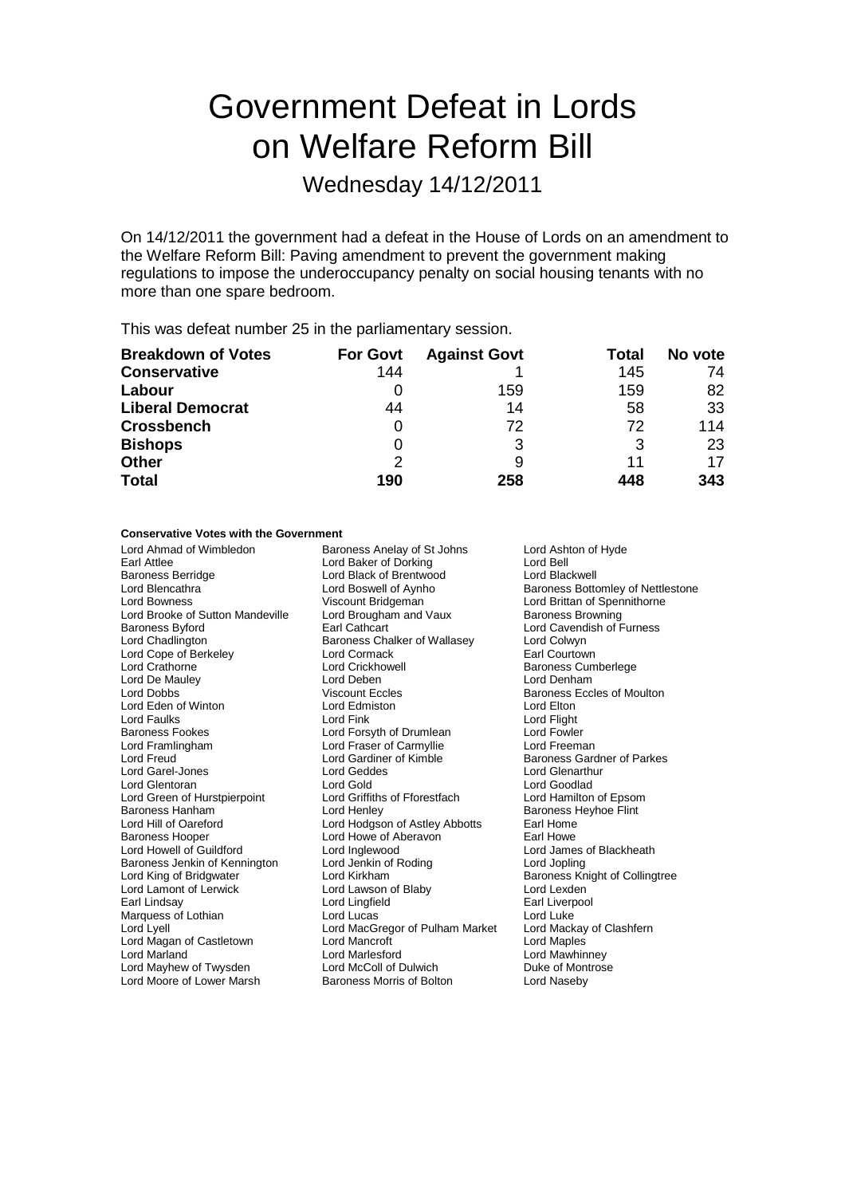# Government Defeat in Lords on Welfare Reform Bill

Wednesday 14/12/2011

On 14/12/2011 the government had a defeat in the House of Lords on an amendment to the Welfare Reform Bill: Paving amendment to prevent the government making regulations to impose the underoccupancy penalty on social housing tenants with no more than one spare bedroom.

This was defeat number 25 in the parliamentary session.

| Breakdown of Votes | For Govt | Against Govt | Total | No vote |
|---|---|---|---|---|
| **Conservative** | 144 | 1 | 145 | 74 |
| **Labour** | 0 | 159 | 159 | 82 |
| **Liberal Democrat** | 44 | 14 | 58 | 33 |
| **Crossbench** | 0 | 72 | 72 | 114 |
| **Bishops** | 0 | 3 | 3 | 23 |
| **Other** | 2 | 9 | 11 | 17 |
| **Total** | **190** | **258** | **448** | **343** |

**Conservative Votes with the Government**

Lord Ahmad of Wimbledon
Baroness Anelay of St Johns
Lord Ashton of Hyde
Earl Attlee
Lord Baker of Dorking
Lord Bell
Baroness Berridge
Lord Black of Brentwood
Lord Blackwell
Lord Blencathra
Lord Boswell of Aynho
Baroness Bottomley of Nettlestone
Lord Bowness
Viscount Bridgeman
Lord Brittan of Spennithorne
Lord Brooke of Sutton Mandeville
Lord Brougham and Vaux
Baroness Browning
Baroness Byford
Earl Cathcart
Lord Cavendish of Furness
Lord Chadlington
Baroness Chalker of Wallasey
Lord Colwyn
Lord Cope of Berkeley
Lord Cormack
Earl Courtown
Lord Crathorne
Lord Crickhowell
Baroness Cumberlege
Lord De Mauley
Lord Deben
Lord Denham
Lord Dobbs
Viscount Eccles
Baroness Eccles of Moulton
Lord Eden of Winton
Lord Edmiston
Lord Elton
Lord Faulks
Lord Fink
Lord Flight
Baroness Fookes
Lord Forsyth of Drumlean
Lord Fowler
Lord Framlingham
Lord Fraser of Carmyllie
Lord Freeman
Lord Freud
Lord Gardiner of Kimble
Baroness Gardner of Parkes
Lord Garel-Jones
Lord Geddes
Lord Glenarthur
Lord Glentoran
Lord Gold
Lord Goodlad
Lord Green of Hurstpierpoint
Lord Griffiths of Fforestfach
Lord Hamilton of Epsom
Baroness Hanham
Lord Henley
Baroness Heyhoe Flint
Lord Hill of Oareford
Lord Hodgson of Astley Abbotts
Earl Home
Baroness Hooper
Lord Howe of Aberavon
Earl Howe
Lord Howell of Guildford
Lord Inglewood
Lord James of Blackheath
Baroness Jenkin of Kennington
Lord Jenkin of Roding
Lord Jopling
Lord King of Bridgwater
Lord Kirkham
Baroness Knight of Collingtree
Lord Lamont of Lerwick
Lord Lawson of Blaby
Lord Lexden
Earl Lindsay
Lord Lingfield
Earl Liverpool
Marquess of Lothian
Lord Lucas
Lord Luke
Lord Lyell
Lord MacGregor of Pulham Market
Lord Mackay of Clashfern
Lord Magan of Castletown
Lord Mancroft
Lord Maples
Lord Marland
Lord Marlesford
Lord Mawhinney
Lord Mayhew of Twysden
Lord McColl of Dulwich
Duke of Montrose
Lord Moore of Lower Marsh
Baroness Morris of Bolton
Lord Naseby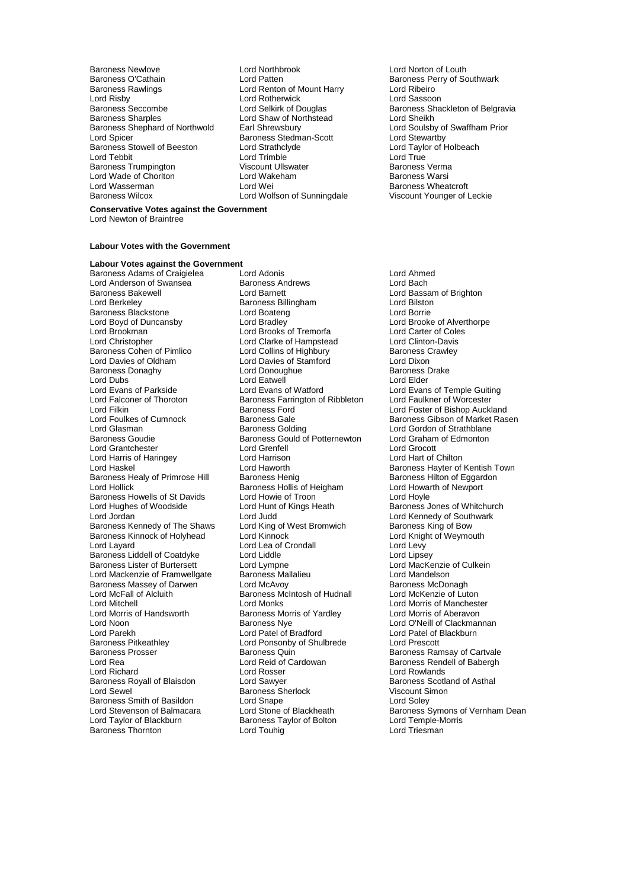Baroness Newlove
Lord Northbrook
Lord Norton of Louth
Baroness O'Cathain
Lord Patten
Baroness Perry of Southwark
Baroness Rawlings
Lord Renton of Mount Harry
Lord Ribeiro
Lord Risby
Lord Rotherwick
Lord Sassoon
Baroness Seccombe
Lord Selkirk of Douglas
Baroness Shackleton of Belgravia
Baroness Sharples
Lord Shaw of Northstead
Lord Sheikh
Baroness Shephard of Northwold
Earl Shrewsbury
Lord Soulsby of Swaffham Prior
Lord Spicer
Baroness Stedman-Scott
Lord Stewartby
Baroness Stowell of Beeston
Lord Strathclyde
Lord Taylor of Holbeach
Lord Tebbit
Lord Trimble
Lord True
Baroness Trumpington
Viscount Ullswater
Baroness Verma
Lord Wade of Chorlton
Lord Wakeham
Baroness Warsi
Lord Wasserman
Lord Wei
Baroness Wheatcroft
Baroness Wilcox
Lord Wolfson of Sunningdale
Viscount Younger of Leckie

**Conservative Votes against the Government**

Lord Newton of Braintree

**Labour Votes with the Government**

**Labour Votes against the Government**

Baroness Adams of Craigielea
Lord Adonis
Lord Ahmed
Lord Anderson of Swansea
Baroness Andrews
Lord Bach
Baroness Bakewell
Lord Barnett
Lord Bassam of Brighton
Lord Berkeley
Baroness Billingham
Lord Bilston
Baroness Blackstone
Lord Boateng
Lord Borrie
Lord Boyd of Duncansby
Lord Bradley
Lord Brooke of Alverthorpe
Lord Brookman
Lord Brooks of Tremorfa
Lord Carter of Coles
Lord Christopher
Lord Clarke of Hampstead
Lord Clinton-Davis
Baroness Cohen of Pimlico
Lord Collins of Highbury
Baroness Crawley
Lord Davies of Oldham
Lord Davies of Stamford
Lord Dixon
Baroness Donaghy
Lord Donoughue
Baroness Drake
Lord Dubs
Lord Eatwell
Lord Elder
Lord Evans of Parkside
Lord Evans of Watford
Lord Evans of Temple Guiting
Lord Falconer of Thoroton
Baroness Farrington of Ribbleton
Lord Faulkner of Worcester
Lord Filkin
Baroness Ford
Lord Foster of Bishop Auckland
Lord Foulkes of Cumnock
Baroness Gale
Baroness Gibson of Market Rasen
Lord Glasman
Baroness Golding
Lord Gordon of Strathblane
Baroness Goudie
Baroness Gould of Potternewton
Lord Graham of Edmonton
Lord Grantchester
Lord Grenfell
Lord Grocott
Lord Harris of Haringey
Lord Harrison
Lord Hart of Chilton
Lord Haskel
Lord Haworth
Baroness Hayter of Kentish Town
Baroness Healy of Primrose Hill
Baroness Henig
Baroness Hilton of Eggardon
Lord Hollick
Baroness Hollis of Heigham
Lord Howarth of Newport
Baroness Howells of St Davids
Lord Howie of Troon
Lord Hoyle
Lord Hughes of Woodside
Lord Hunt of Kings Heath
Baroness Jones of Whitchurch
Lord Jordan
Lord Judd
Lord Kennedy of Southwark
Baroness Kennedy of The Shaws
Lord King of West Bromwich
Baroness King of Bow
Baroness Kinnock of Holyhead
Lord Kinnock
Lord Knight of Weymouth
Lord Layard
Lord Lea of Crondall
Lord Levy
Baroness Liddell of Coatdyke
Lord Liddle
Lord Lipsey
Baroness Lister of Burtersett
Lord Lympne
Lord MacKenzie of Culkein
Lord Mackenzie of Framwellgate
Baroness Mallalieu
Lord Mandelson
Baroness Massey of Darwen
Lord McAvoy
Baroness McDonagh
Lord McFall of Alcluith
Baroness McIntosh of Hudnall
Lord McKenzie of Luton
Lord Mitchell
Lord Monks
Lord Morris of Manchester
Lord Morris of Handsworth
Baroness Morris of Yardley
Lord Morris of Aberavon
Lord Noon
Baroness Nye
Lord O'Neill of Clackmannan
Lord Parekh
Lord Patel of Bradford
Lord Patel of Blackburn
Baroness Pitkeathley
Lord Ponsonby of Shulbrede
Lord Prescott
Baroness Prosser
Baroness Quin
Baroness Ramsay of Cartvale
Lord Rea
Lord Reid of Cardowan
Baroness Rendell of Babergh
Lord Richard
Lord Rosser
Lord Rowlands
Baroness Royall of Blaisdon
Lord Sawyer
Baroness Scotland of Asthal
Lord Sewel
Baroness Sherlock
Viscount Simon
Baroness Smith of Basildon
Lord Snape
Lord Soley
Lord Stevenson of Balmacara
Lord Stone of Blackheath
Baroness Symons of Vernham Dean
Lord Taylor of Blackburn
Baroness Taylor of Bolton
Lord Temple-Morris
Baroness Thornton
Lord Touhig
Lord Triesman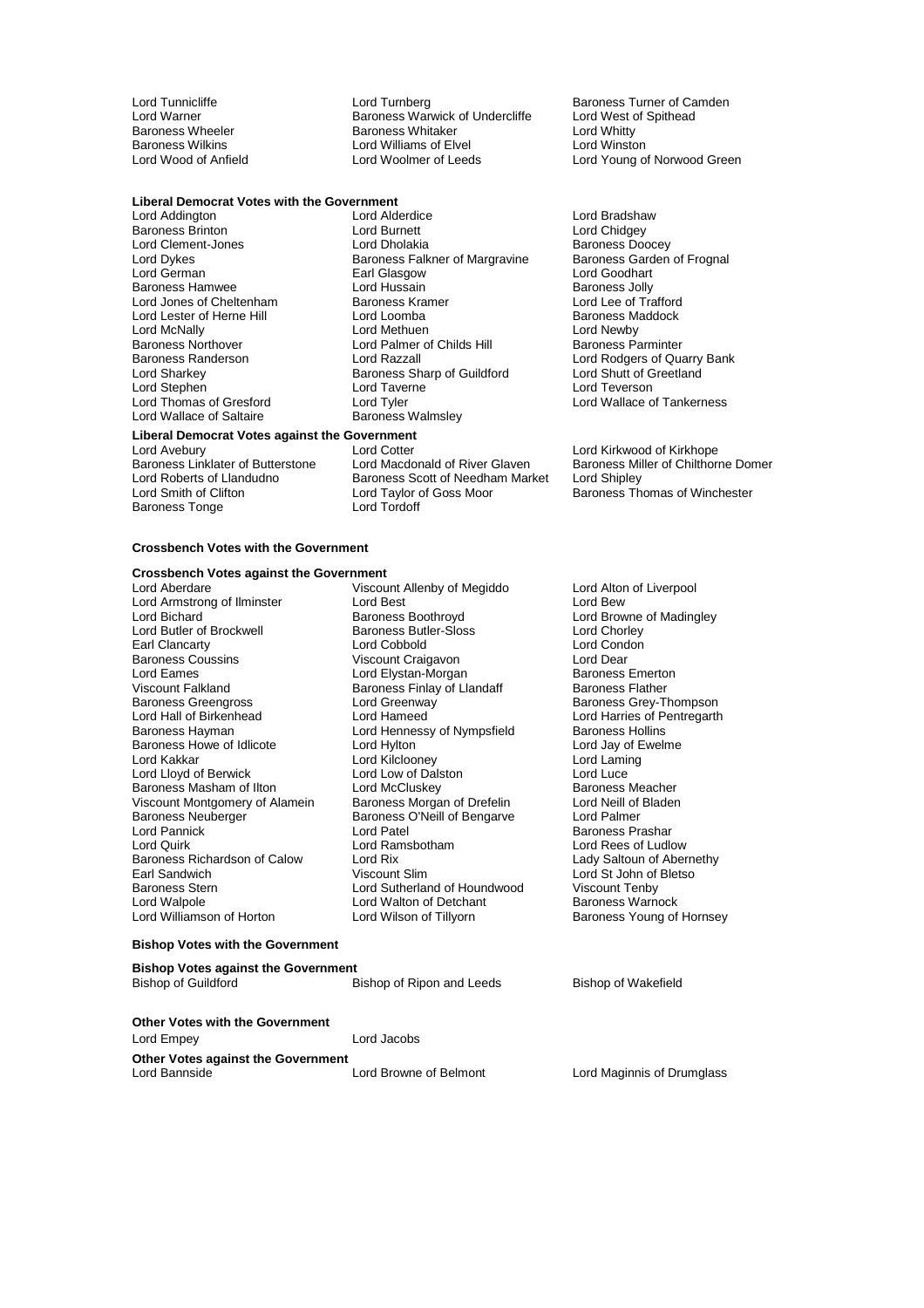Lord Tunnicliffe
Lord Turnberg
Baroness Turner of Camden
Lord Warner
Baroness Warwick of Undercliffe
Lord West of Spithead
Baroness Wheeler
Baroness Whitaker
Lord Whitty
Baroness Wilkins
Lord Williams of Elvel
Lord Winston
Lord Wood of Anfield
Lord Woolmer of Leeds
Lord Young of Norwood Green

**Liberal Democrat Votes with the Government**

Lord Addington
Lord Alderdice
Lord Bradshaw
Baroness Brinton
Lord Burnett
Lord Chidgey
Lord Clement-Jones
Lord Dholakia
Baroness Doocey
Lord Dykes
Baroness Falkner of Margravine
Baroness Garden of Frognal
Lord German
Earl Glasgow
Lord Goodhart
Baroness Hamwee
Lord Hussain
Baroness Jolly
Lord Jones of Cheltenham
Baroness Kramer
Lord Lee of Trafford
Lord Lester of Herne Hill
Lord Loomba
Baroness Maddock
Lord McNally
Lord Methuen
Lord Newby
Baroness Northover
Lord Palmer of Childs Hill
Baroness Parminter
Baroness Randerson
Lord Razzall
Lord Rodgers of Quarry Bank
Lord Sharkey
Baroness Sharp of Guildford
Lord Shutt of Greetland
Lord Stephen
Lord Taverne
Lord Teverson
Lord Thomas of Gresford
Lord Tyler
Lord Wallace of Tankerness
Lord Wallace of Saltaire
Baroness Walmsley

**Liberal Democrat Votes against the Government**

Lord Avebury
Lord Cotter
Lord Kirkwood of Kirkhope
Baroness Linklater of Butterstone
Lord Macdonald of River Glaven
Baroness Miller of Chilthorne Domer
Lord Roberts of Llandudno
Baroness Scott of Needham Market
Lord Shipley
Lord Smith of Clifton
Lord Taylor of Goss Moor
Baroness Thomas of Winchester
Baroness Tonge
Lord Tordoff

**Crossbench Votes with the Government**

**Crossbench Votes against the Government**

Lord Aberdare
Viscount Allenby of Megiddo
Lord Alton of Liverpool
Lord Armstrong of Ilminster
Lord Best
Lord Bew
Lord Bichard
Baroness Boothroyd
Lord Browne of Madingley
Lord Butler of Brockwell
Baroness Butler-Sloss
Lord Chorley
Earl Clancarty
Lord Cobbold
Lord Condon
Baroness Coussins
Viscount Craigavon
Lord Dear
Lord Eames
Lord Elystan-Morgan
Baroness Emerton
Viscount Falkland
Baroness Finlay of Llandaff
Baroness Flather
Baroness Greengross
Lord Greenway
Baroness Grey-Thompson
Lord Hall of Birkenhead
Lord Hameed
Lord Harries of Pentregarth
Baroness Hayman
Lord Hennessy of Nympsfield
Baroness Hollins
Baroness Howe of Idlicote
Lord Hylton
Lord Jay of Ewelme
Lord Kakkar
Lord Kilclooney
Lord Laming
Lord Lloyd of Berwick
Lord Low of Dalston
Lord Luce
Baroness Masham of Ilton
Lord McCluskey
Baroness Meacher
Viscount Montgomery of Alamein
Baroness Morgan of Drefelin
Lord Neill of Bladen
Baroness Neuberger
Baroness O'Neill of Bengarve
Lord Palmer
Lord Pannick
Lord Patel
Baroness Prashar
Lord Quirk
Lord Ramsbotham
Lord Rees of Ludlow
Baroness Richardson of Calow
Lord Rix
Lady Saltoun of Abernethy
Earl Sandwich
Viscount Slim
Lord St John of Bletso
Baroness Stern
Lord Sutherland of Houndwood
Viscount Tenby
Lord Walpole
Lord Walton of Detchant
Baroness Warnock
Lord Williamson of Horton
Lord Wilson of Tillyorn
Baroness Young of Hornsey

**Bishop Votes with the Government**

**Bishop Votes against the Government**

Bishop of Guildford
Bishop of Ripon and Leeds
Bishop of Wakefield

**Other Votes with the Government**

Lord Empey
Lord Jacobs

**Other Votes against the Government**

Lord Bannside
Lord Browne of Belmont
Lord Maginnis of Drumglass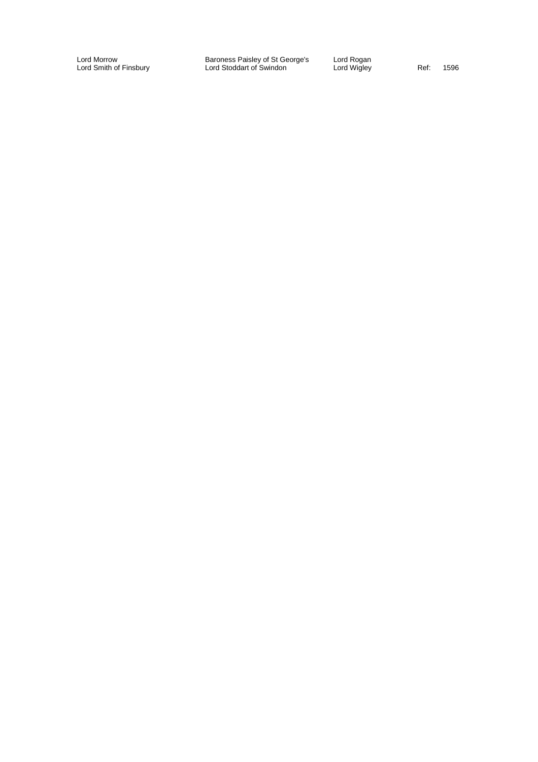| | | | |
|---|---|---|---|
| Lord Morrow | Baroness Paisley of St George's | Lord Rogan | |
| Lord Smith of Finsbury | Lord Stoddart of Swindon | Lord Wigley | Ref: 1596 |